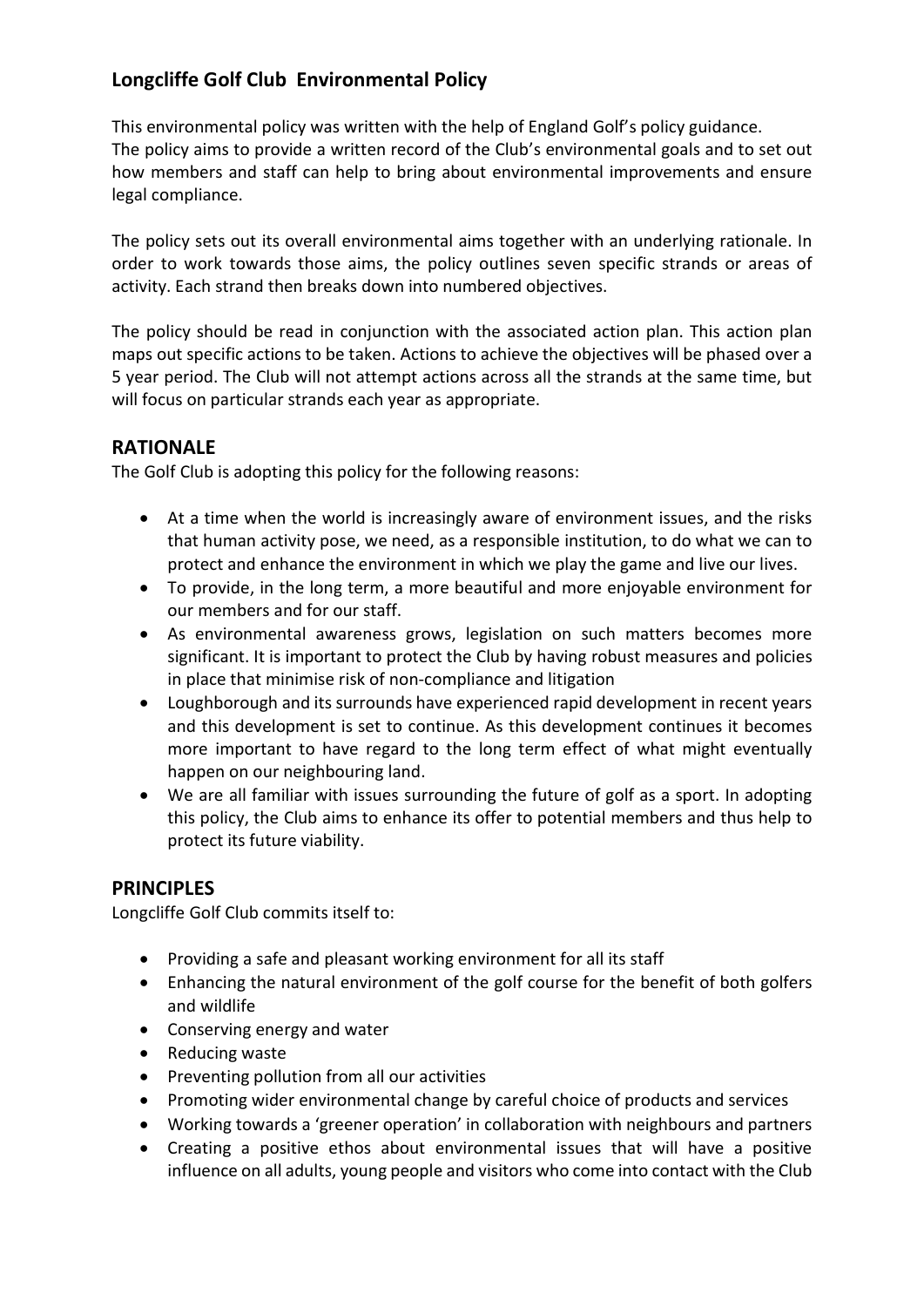# Longcliffe Golf Club Environmental Policy

This environmental policy was written with the help of England Golf's policy guidance. The policy aims to provide a written record of the Club's environmental goals and to set out how members and staff can help to bring about environmental improvements and ensure legal compliance.

The policy sets out its overall environmental aims together with an underlying rationale. In order to work towards those aims, the policy outlines seven specific strands or areas of activity. Each strand then breaks down into numbered objectives.

The policy should be read in conjunction with the associated action plan. This action plan maps out specific actions to be taken. Actions to achieve the objectives will be phased over a 5 year period. The Club will not attempt actions across all the strands at the same time, but will focus on particular strands each year as appropriate.

## RATIONALE

The Golf Club is adopting this policy for the following reasons:

- At a time when the world is increasingly aware of environment issues, and the risks that human activity pose, we need, as a responsible institution, to do what we can to protect and enhance the environment in which we play the game and live our lives.
- To provide, in the long term, a more beautiful and more enjoyable environment for our members and for our staff.
- As environmental awareness grows, legislation on such matters becomes more significant. It is important to protect the Club by having robust measures and policies in place that minimise risk of non-compliance and litigation
- Loughborough and its surrounds have experienced rapid development in recent years and this development is set to continue. As this development continues it becomes more important to have regard to the long term effect of what might eventually happen on our neighbouring land.
- We are all familiar with issues surrounding the future of golf as a sport. In adopting this policy, the Club aims to enhance its offer to potential members and thus help to protect its future viability.

## PRINCIPLES

Longcliffe Golf Club commits itself to:

- Providing a safe and pleasant working environment for all its staff
- Enhancing the natural environment of the golf course for the benefit of both golfers and wildlife
- Conserving energy and water
- Reducing waste
- Preventing pollution from all our activities
- Promoting wider environmental change by careful choice of products and services
- Working towards a 'greener operation' in collaboration with neighbours and partners
- Creating a positive ethos about environmental issues that will have a positive influence on all adults, young people and visitors who come into contact with the Club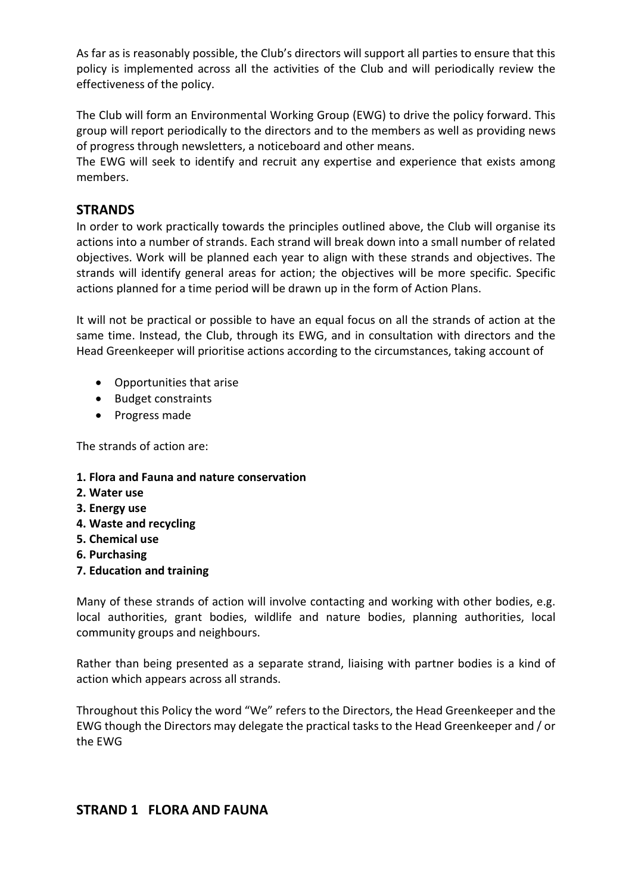As far as is reasonably possible, the Club's directors will support all parties to ensure that this policy is implemented across all the activities of the Club and will periodically review the effectiveness of the policy.

The Club will form an Environmental Working Group (EWG) to drive the policy forward. This group will report periodically to the directors and to the members as well as providing news of progress through newsletters, a noticeboard and other means.
The EWG will seek to identify and recruit any expertise and experience that exists among members.

## STRANDS

In order to work practically towards the principles outlined above, the Club will organise its actions into a number of strands. Each strand will break down into a small number of related objectives. Work will be planned each year to align with these strands and objectives. The strands will identify general areas for action; the objectives will be more specific. Specific actions planned for a time period will be drawn up in the form of Action Plans.

It will not be practical or possible to have an equal focus on all the strands of action at the same time. Instead, the Club, through its EWG, and in consultation with directors and the Head Greenkeeper will prioritise actions according to the circumstances, taking account of

- Opportunities that arise
- Budget constraints
- Progress made

The strands of action are:

**1. Flora and Fauna and nature conservation**
**2. Water use**
**3. Energy use**
**4. Waste and recycling**
**5. Chemical use**
**6. Purchasing**
**7. Education and training**

Many of these strands of action will involve contacting and working with other bodies, e.g. local authorities, grant bodies, wildlife and nature bodies, planning authorities, local community groups and neighbours.

Rather than being presented as a separate strand, liaising with partner bodies is a kind of action which appears across all strands.

Throughout this Policy the word "We" refers to the Directors, the Head Greenkeeper and the EWG though the Directors may delegate the practical tasks to the Head Greenkeeper and / or the EWG

## STRAND 1 FLORA AND FAUNA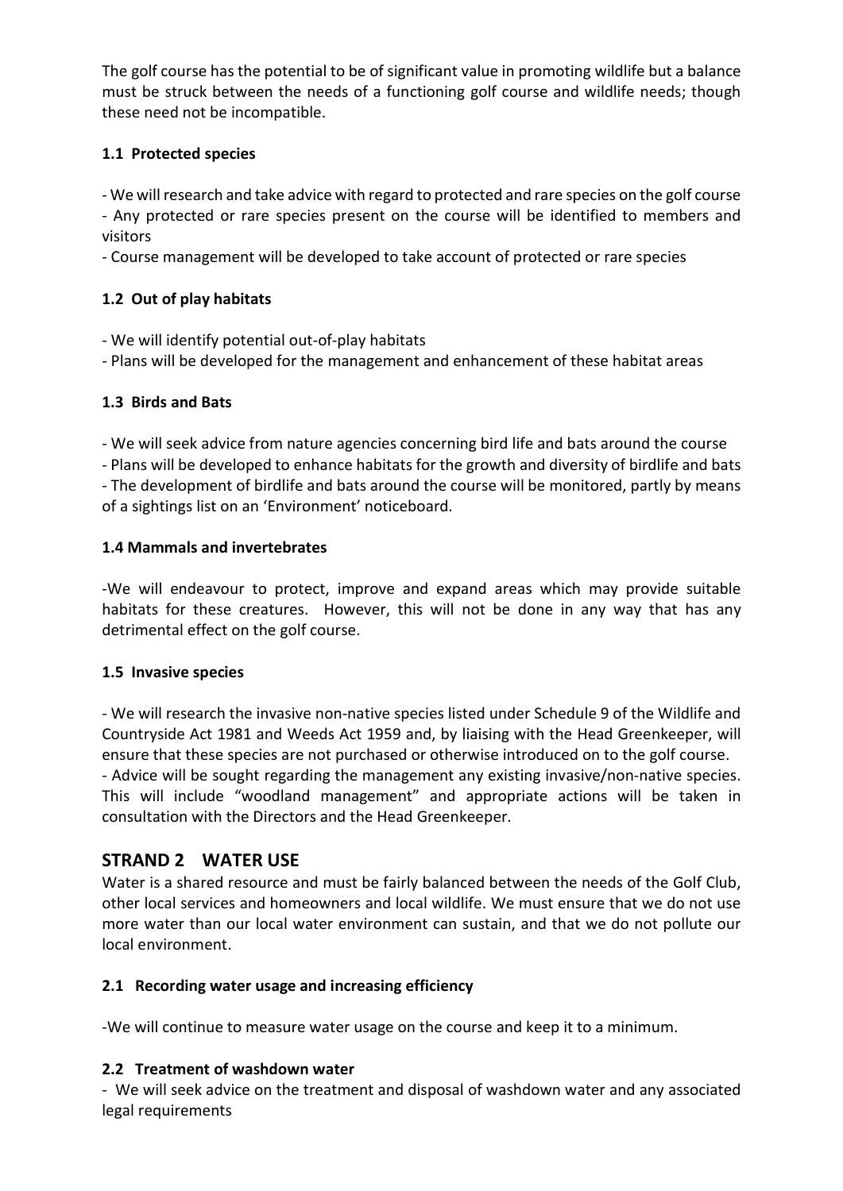The golf course has the potential to be of significant value in promoting wildlife but a balance must be struck between the needs of a functioning golf course and wildlife needs; though these need not be incompatible.

### 1.1 Protected species

- We will research and take advice with regard to protected and rare species on the golf course
- Any protected or rare species present on the course will be identified to members and visitors
- Course management will be developed to take account of protected or rare species

### 1.2 Out of play habitats

- We will identify potential out-of-play habitats
- Plans will be developed for the management and enhancement of these habitat areas

### 1.3 Birds and Bats

- We will seek advice from nature agencies concerning bird life and bats around the course
- Plans will be developed to enhance habitats for the growth and diversity of birdlife and bats
- The development of birdlife and bats around the course will be monitored, partly by means of a sightings list on an 'Environment' noticeboard.

### 1.4 Mammals and invertebrates

-We will endeavour to protect, improve and expand areas which may provide suitable habitats for these creatures. However, this will not be done in any way that has any detrimental effect on the golf course.

### 1.5 Invasive species

- We will research the invasive non-native species listed under Schedule 9 of the Wildlife and Countryside Act 1981 and Weeds Act 1959 and, by liaising with the Head Greenkeeper, will ensure that these species are not purchased or otherwise introduced on to the golf course.
- Advice will be sought regarding the management any existing invasive/non-native species. This will include "woodland management" and appropriate actions will be taken in consultation with the Directors and the Head Greenkeeper.

## STRAND 2 WATER USE

Water is a shared resource and must be fairly balanced between the needs of the Golf Club, other local services and homeowners and local wildlife. We must ensure that we do not use more water than our local water environment can sustain, and that we do not pollute our local environment.

### 2.1 Recording water usage and increasing efficiency

-We will continue to measure water usage on the course and keep it to a minimum.

### 2.2 Treatment of washdown water

- We will seek advice on the treatment and disposal of washdown water and any associated legal requirements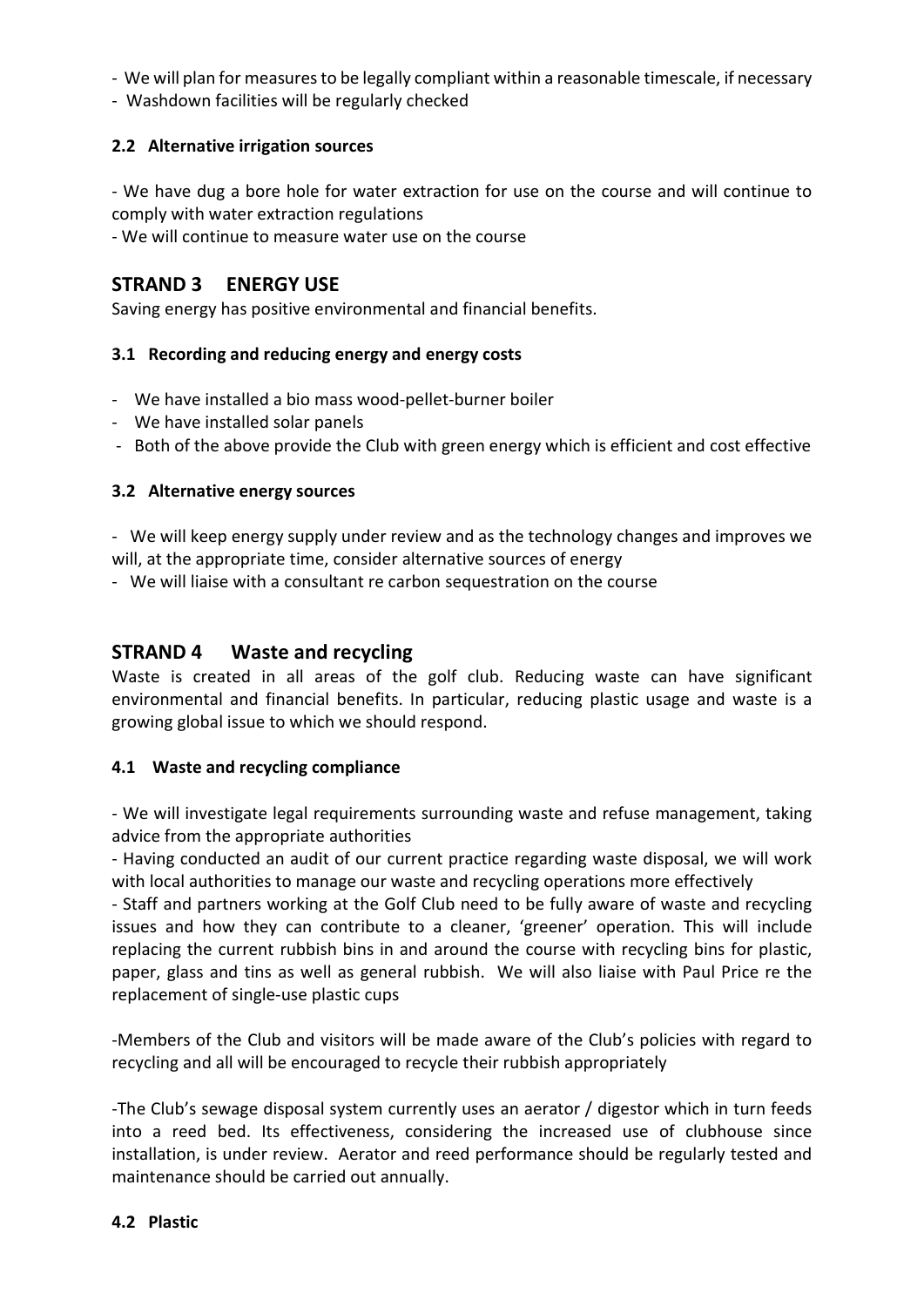- We will plan for measures to be legally compliant within a reasonable timescale, if necessary
- Washdown facilities will be regularly checked

### 2.2 Alternative irrigation sources

- We have dug a bore hole for water extraction for use on the course and will continue to comply with water extraction regulations
- We will continue to measure water use on the course

## STRAND 3 ENERGY USE

Saving energy has positive environmental and financial benefits.

### 3.1 Recording and reducing energy and energy costs

- We have installed a bio mass wood-pellet-burner boiler
- We have installed solar panels
- Both of the above provide the Club with green energy which is efficient and cost effective

### 3.2 Alternative energy sources

- We will keep energy supply under review and as the technology changes and improves we will, at the appropriate time, consider alternative sources of energy
- We will liaise with a consultant re carbon sequestration on the course

## STRAND 4 Waste and recycling

Waste is created in all areas of the golf club. Reducing waste can have significant environmental and financial benefits. In particular, reducing plastic usage and waste is a growing global issue to which we should respond.

### 4.1 Waste and recycling compliance

- We will investigate legal requirements surrounding waste and refuse management, taking advice from the appropriate authorities
- Having conducted an audit of our current practice regarding waste disposal, we will work with local authorities to manage our waste and recycling operations more effectively
- Staff and partners working at the Golf Club need to be fully aware of waste and recycling issues and how they can contribute to a cleaner, 'greener' operation. This will include replacing the current rubbish bins in and around the course with recycling bins for plastic, paper, glass and tins as well as general rubbish. We will also liaise with Paul Price re the replacement of single-use plastic cups

-Members of the Club and visitors will be made aware of the Club's policies with regard to recycling and all will be encouraged to recycle their rubbish appropriately

-The Club's sewage disposal system currently uses an aerator / digestor which in turn feeds into a reed bed. Its effectiveness, considering the increased use of clubhouse since installation, is under review. Aerator and reed performance should be regularly tested and maintenance should be carried out annually.

### 4.2 Plastic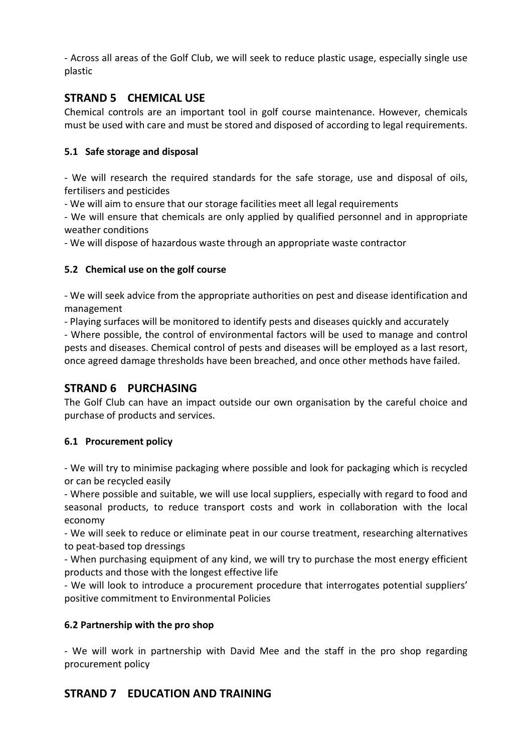- Across all areas of the Golf Club, we will seek to reduce plastic usage, especially single use plastic

## STRAND 5 CHEMICAL USE

Chemical controls are an important tool in golf course maintenance. However, chemicals must be used with care and must be stored and disposed of according to legal requirements.

### 5.1 Safe storage and disposal

- We will research the required standards for the safe storage, use and disposal of oils, fertilisers and pesticides
- We will aim to ensure that our storage facilities meet all legal requirements
- We will ensure that chemicals are only applied by qualified personnel and in appropriate weather conditions
- We will dispose of hazardous waste through an appropriate waste contractor

### 5.2 Chemical use on the golf course

- We will seek advice from the appropriate authorities on pest and disease identification and management
- Playing surfaces will be monitored to identify pests and diseases quickly and accurately
- Where possible, the control of environmental factors will be used to manage and control pests and diseases. Chemical control of pests and diseases will be employed as a last resort, once agreed damage thresholds have been breached, and once other methods have failed.

## STRAND 6 PURCHASING

The Golf Club can have an impact outside our own organisation by the careful choice and purchase of products and services.

### 6.1 Procurement policy

- We will try to minimise packaging where possible and look for packaging which is recycled or can be recycled easily
- Where possible and suitable, we will use local suppliers, especially with regard to food and seasonal products, to reduce transport costs and work in collaboration with the local economy
- We will seek to reduce or eliminate peat in our course treatment, researching alternatives to peat-based top dressings
- When purchasing equipment of any kind, we will try to purchase the most energy efficient products and those with the longest effective life
- We will look to introduce a procurement procedure that interrogates potential suppliers' positive commitment to Environmental Policies

### 6.2 Partnership with the pro shop

- We will work in partnership with David Mee and the staff in the pro shop regarding procurement policy

## STRAND 7 EDUCATION AND TRAINING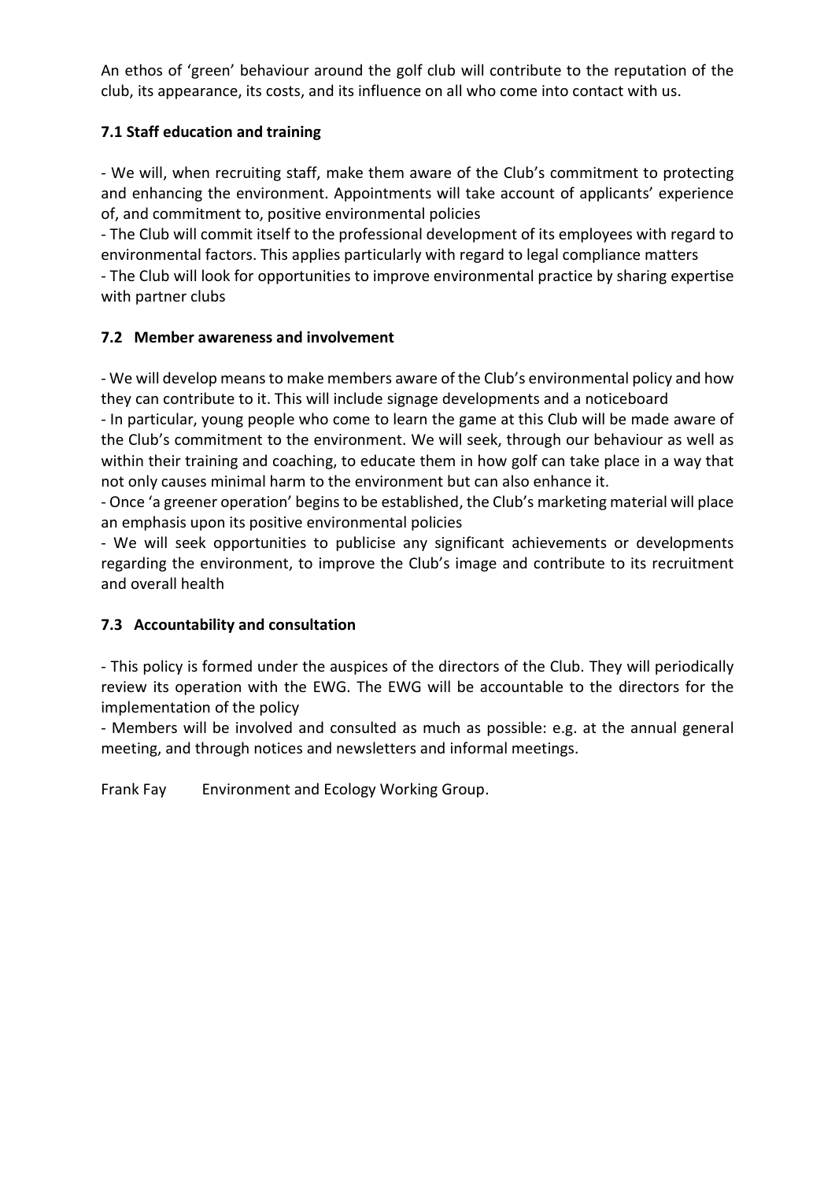An ethos of 'green' behaviour around the golf club will contribute to the reputation of the club, its appearance, its costs, and its influence on all who come into contact with us.

### 7.1 Staff education and training

- We will, when recruiting staff, make them aware of the Club's commitment to protecting and enhancing the environment. Appointments will take account of applicants' experience of, and commitment to, positive environmental policies
- The Club will commit itself to the professional development of its employees with regard to environmental factors. This applies particularly with regard to legal compliance matters
- The Club will look for opportunities to improve environmental practice by sharing expertise with partner clubs

### 7.2 Member awareness and involvement

- We will develop means to make members aware of the Club's environmental policy and how they can contribute to it. This will include signage developments and a noticeboard
- In particular, young people who come to learn the game at this Club will be made aware of the Club's commitment to the environment. We will seek, through our behaviour as well as within their training and coaching, to educate them in how golf can take place in a way that not only causes minimal harm to the environment but can also enhance it.
- Once 'a greener operation' begins to be established, the Club's marketing material will place an emphasis upon its positive environmental policies
- We will seek opportunities to publicise any significant achievements or developments regarding the environment, to improve the Club's image and contribute to its recruitment and overall health

### 7.3 Accountability and consultation

- This policy is formed under the auspices of the directors of the Club. They will periodically review its operation with the EWG. The EWG will be accountable to the directors for the implementation of the policy
- Members will be involved and consulted as much as possible: e.g. at the annual general meeting, and through notices and newsletters and informal meetings.

Frank Fay Environment and Ecology Working Group.